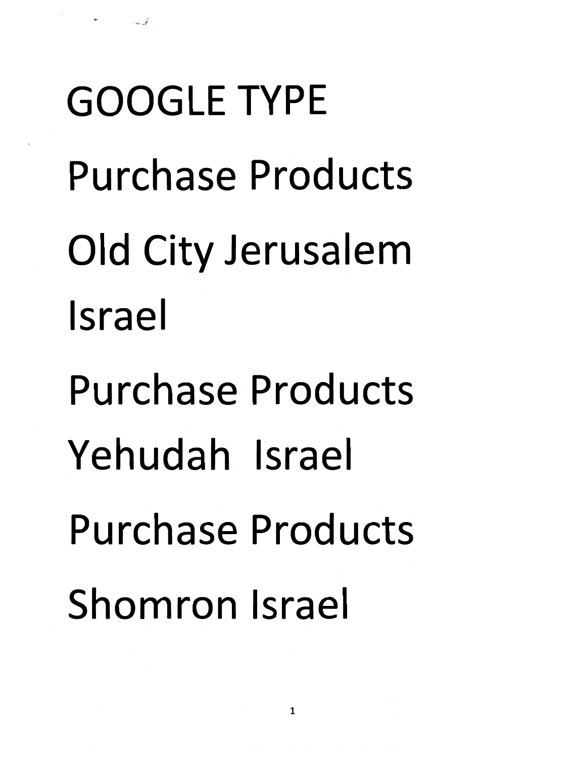GOOGLE TYPE

Purchase Products

Old City Jerusalem

Israel

Purchase Products

Yehudah Israel

Purchase Products

Shomron Israel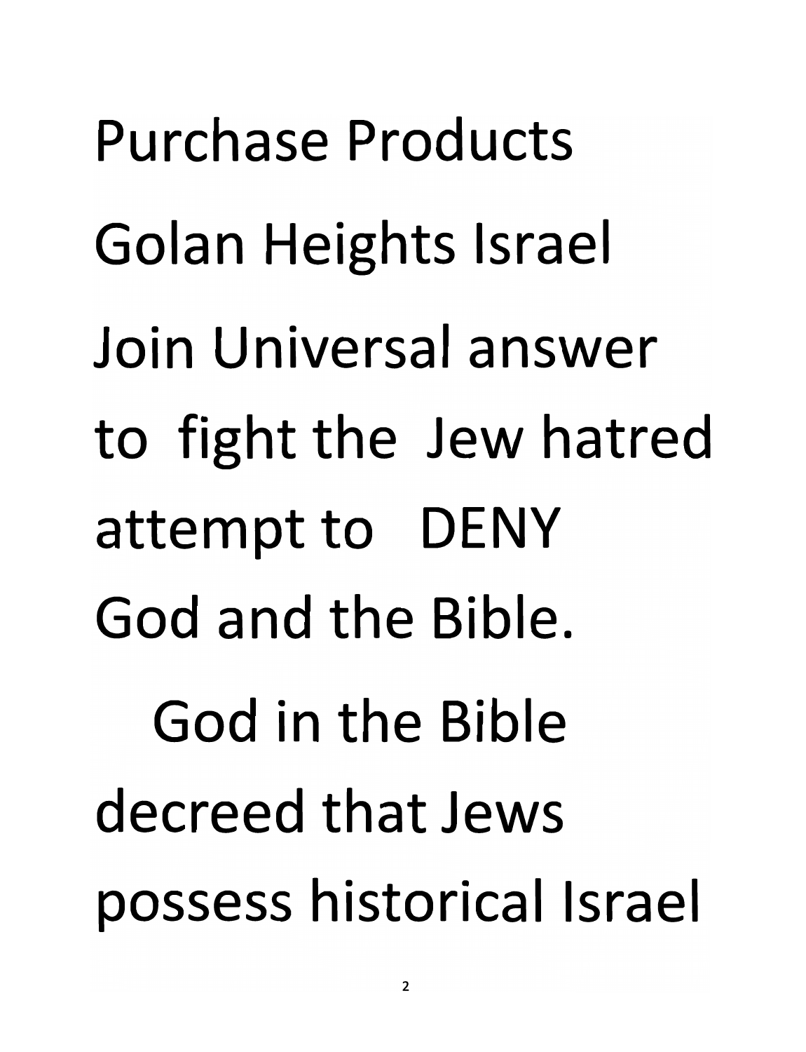Purchase Products
Golan Heights Israel
Join Universal answer
to fight the Jew hatred
attempt to DENY
God and the Bible.

God in the Bible
decreed that Jews
possess historical Israel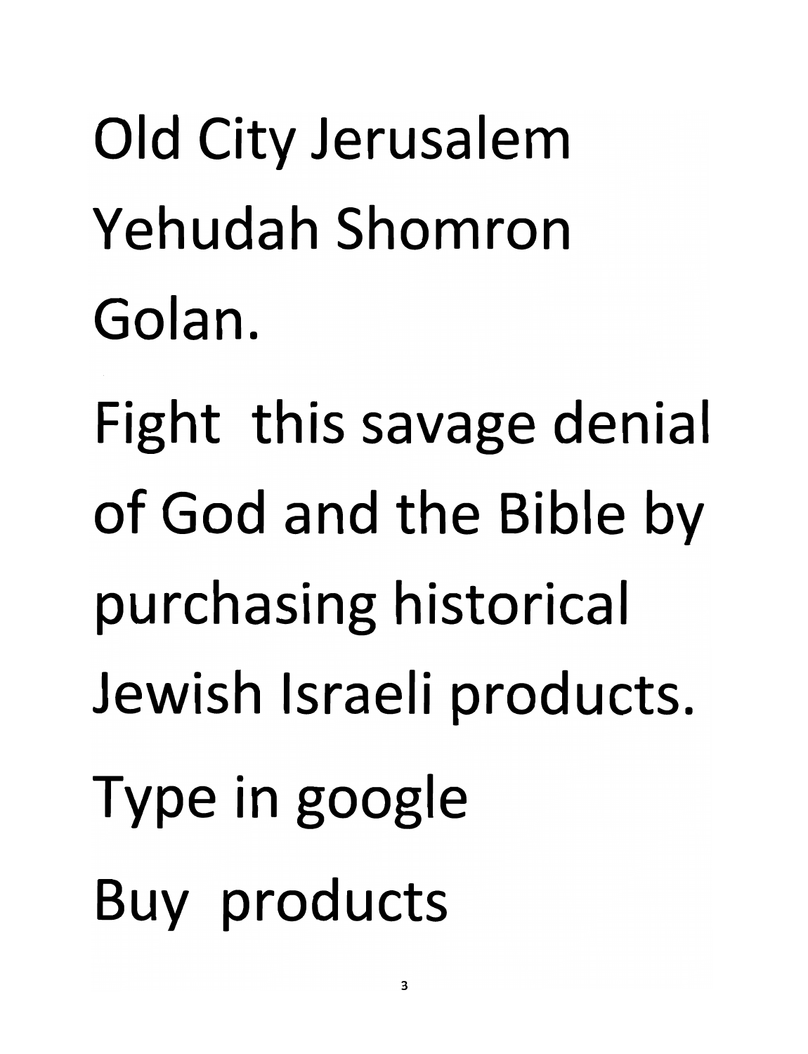Old City Jerusalem
Yehudah Shomron
Golan.

Fight this savage denial
of God and the Bible by
purchasing historical
Jewish Israeli products.

Type in google
Buy products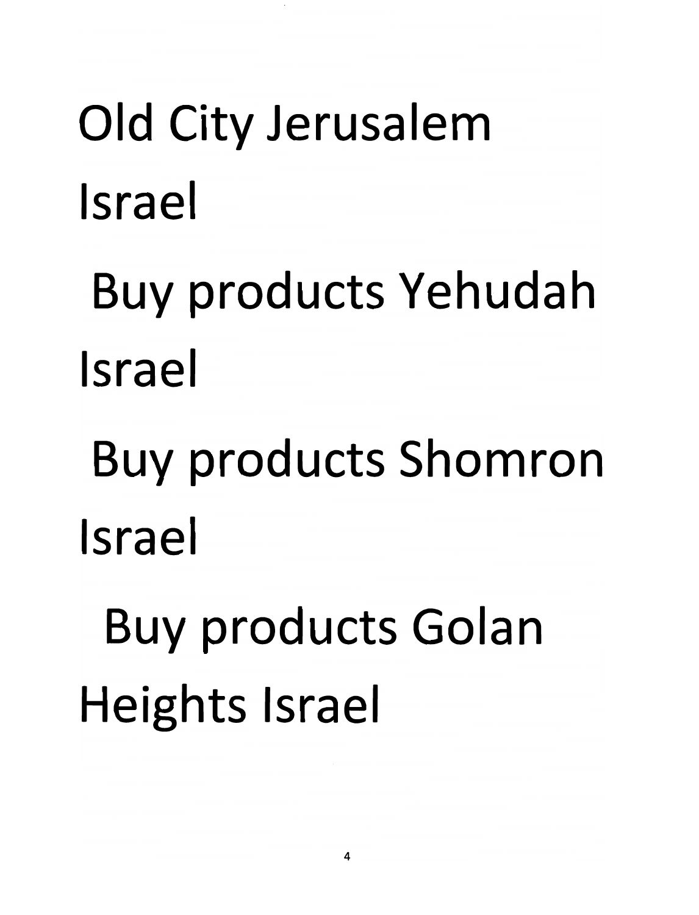Old City Jerusalem Israel

Buy products Yehudah Israel

Buy products Shomron Israel

Buy products Golan Heights Israel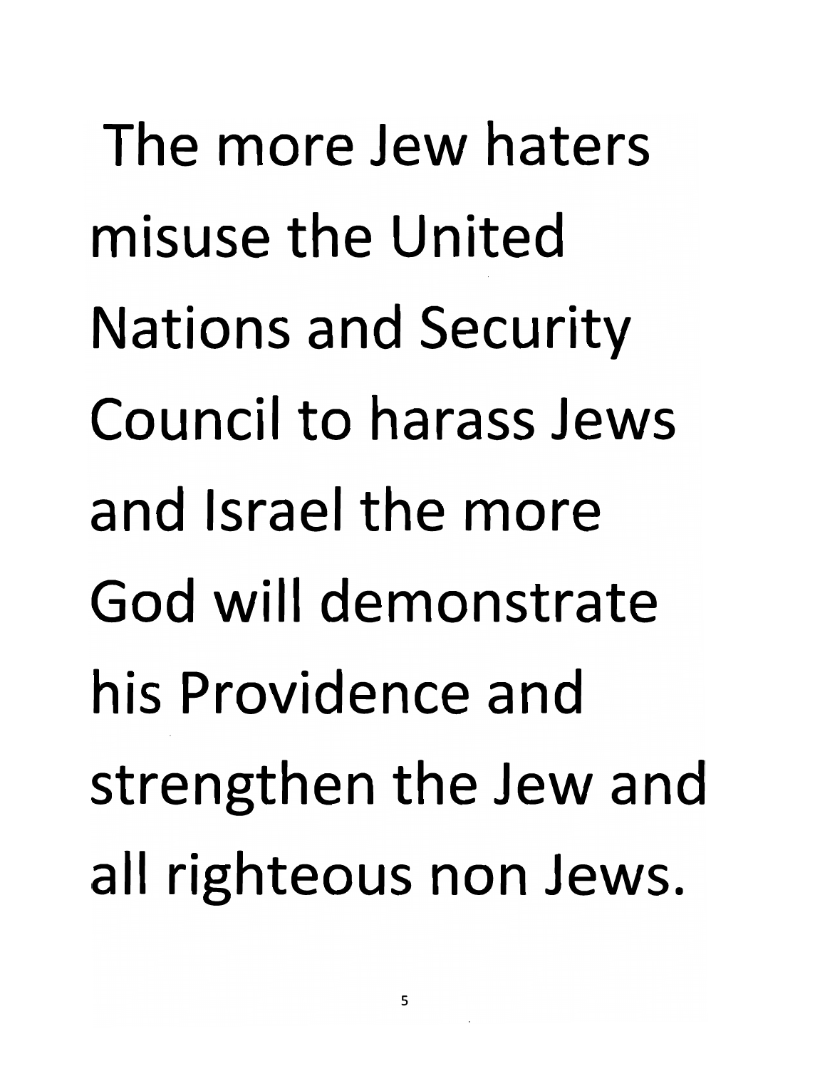The more Jew haters misuse the United Nations and Security Council to harass Jews and Israel the more God will demonstrate his Providence and strengthen the Jew and all righteous non Jews.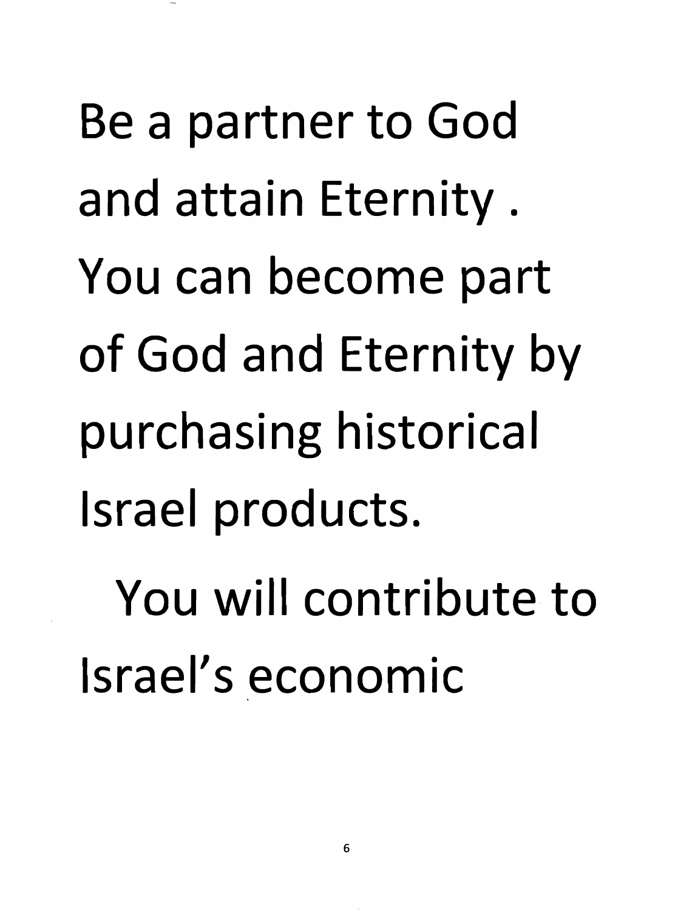Be a partner to God and attain Eternity . You can become part of God and Eternity by purchasing historical Israel products.

You will contribute to Israel's economic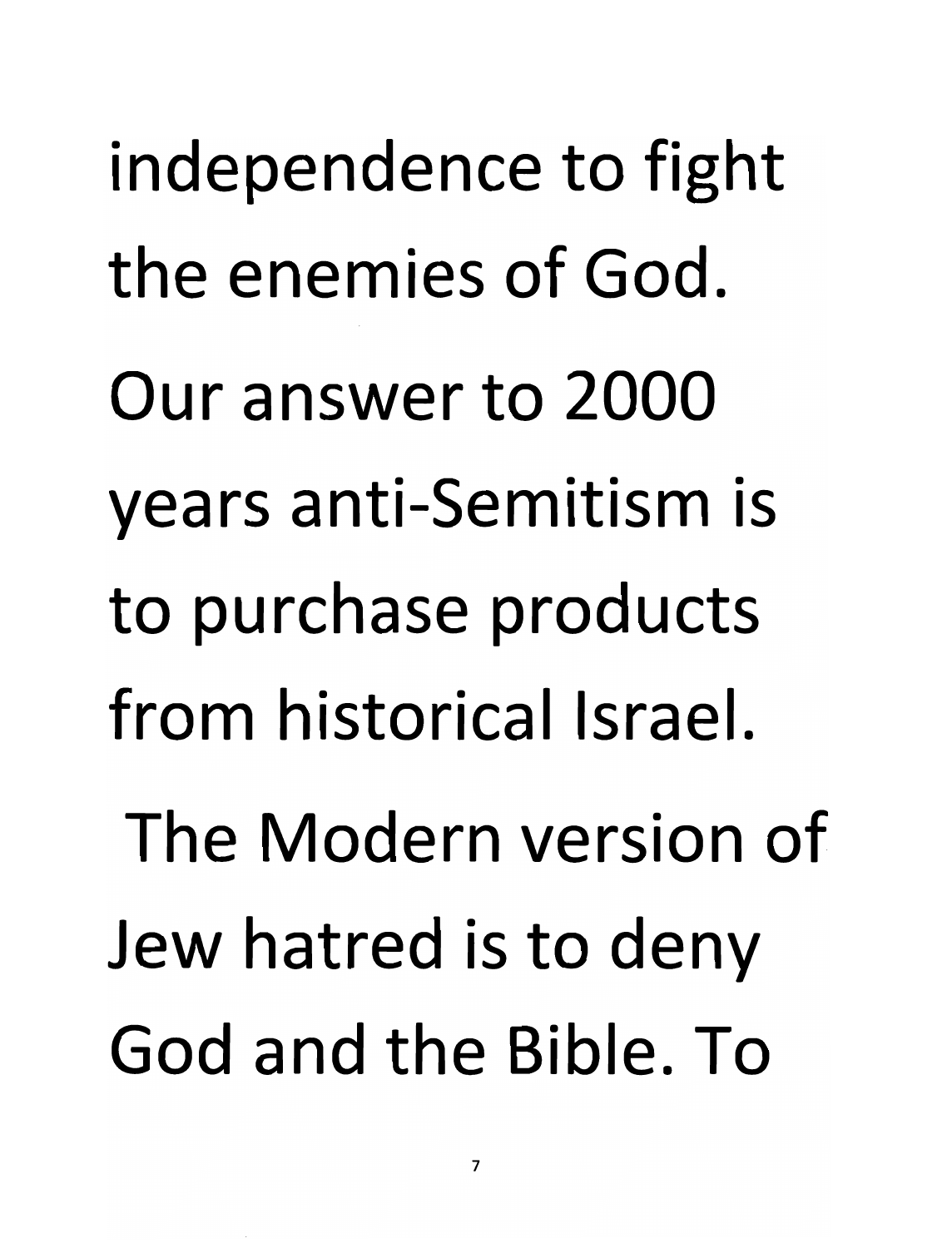independence to fight the enemies of God.

Our answer to 2000 years anti-Semitism is to purchase products from historical Israel.

The Modern version of Jew hatred is to deny God and the Bible. To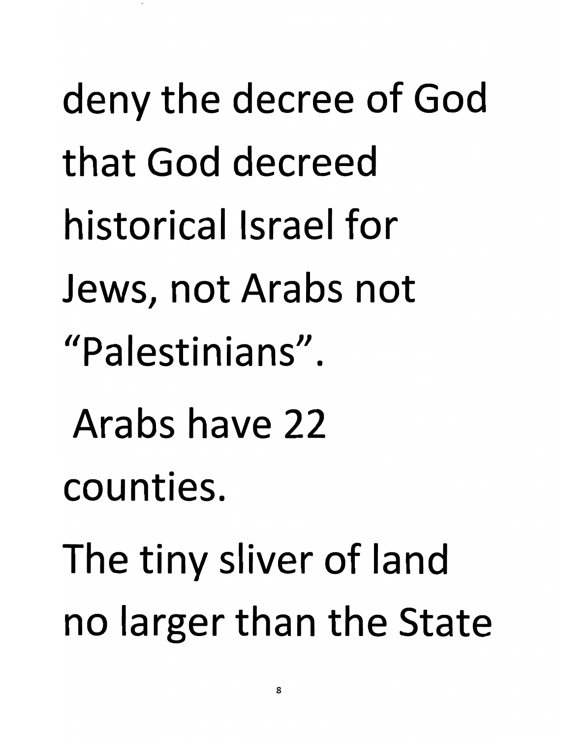deny the decree of God that God decreed historical Israel for Jews, not Arabs not "Palestinians".

Arabs have 22 counties.

The tiny sliver of land no larger than the State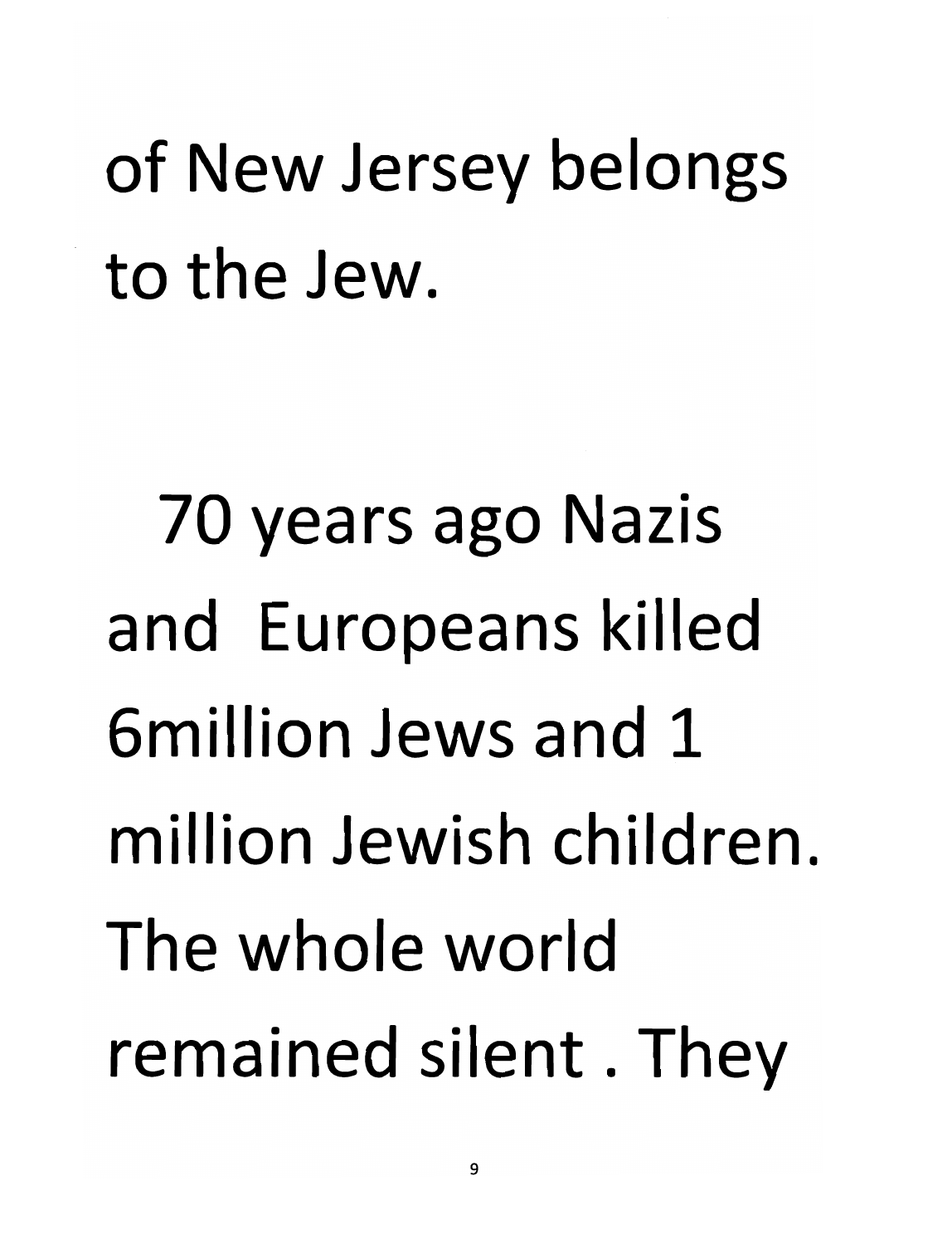of New Jersey belongs to the Jew.

70 years ago Nazis and Europeans killed 6million Jews and 1 million Jewish children. The whole world remained silent . They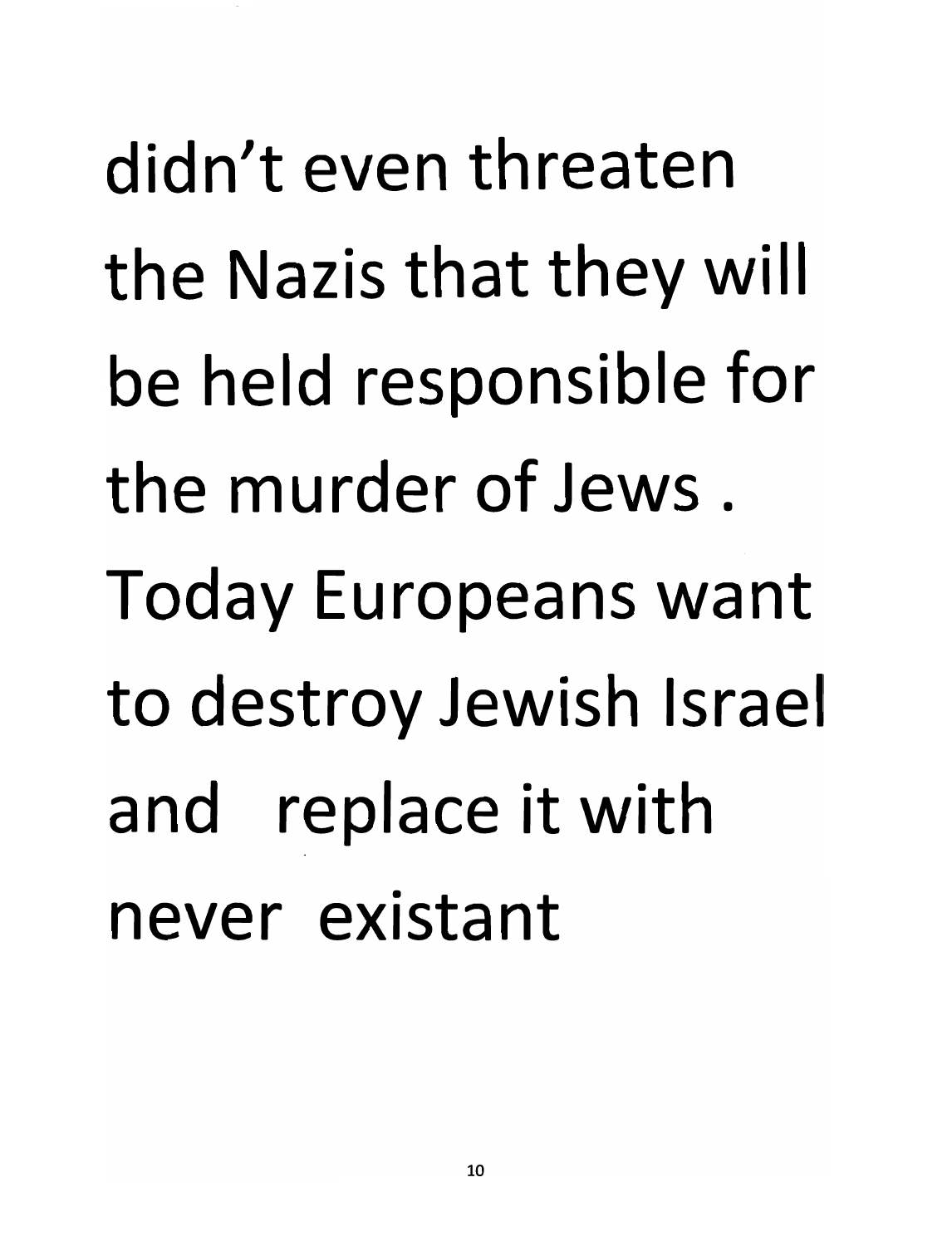didn't even threaten the Nazis that they will be held responsible for the murder of Jews . Today Europeans want to destroy Jewish Israel and replace it with never existant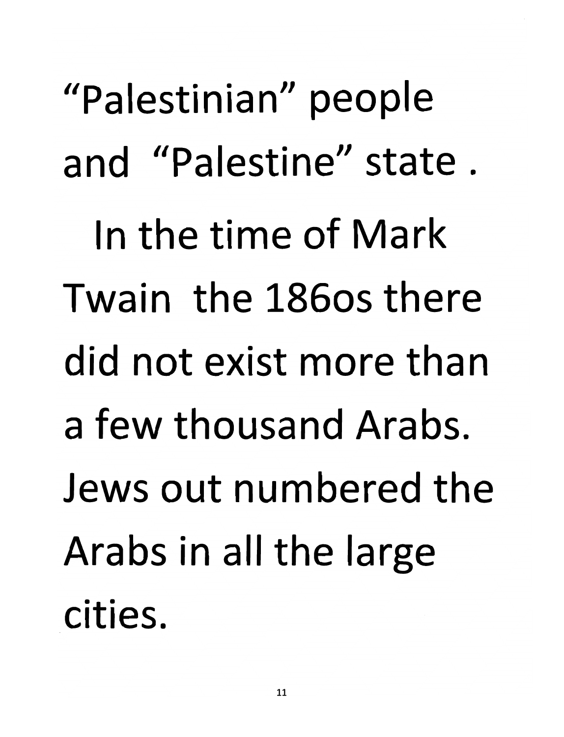"Palestinian" people and "Palestine" state .

In the time of Mark Twain the 186os there did not exist more than a few thousand Arabs. Jews out numbered the Arabs in all the large cities.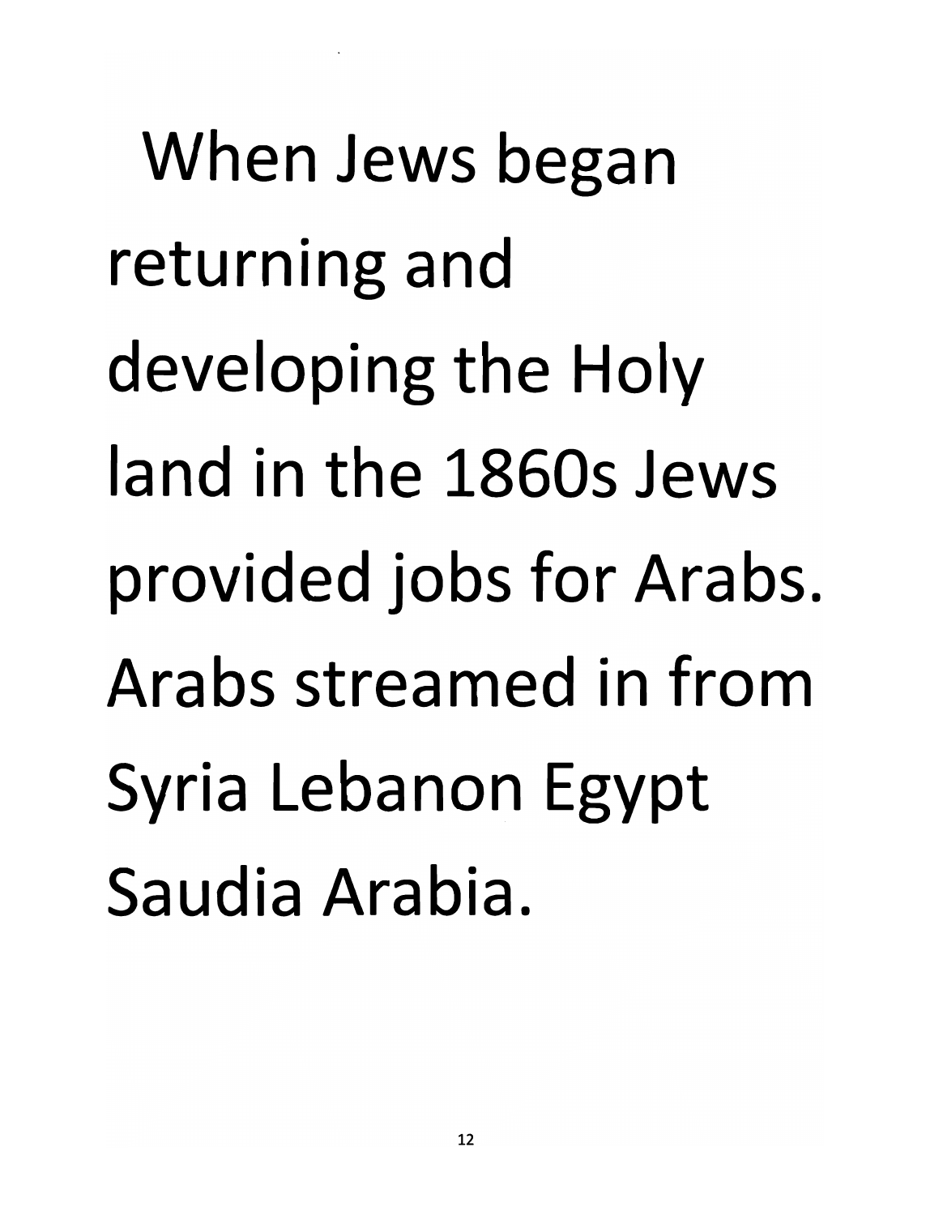When Jews began returning and developing the Holy land in the 1860s Jews provided jobs for Arabs. Arabs streamed in from Syria Lebanon Egypt Saudia Arabia.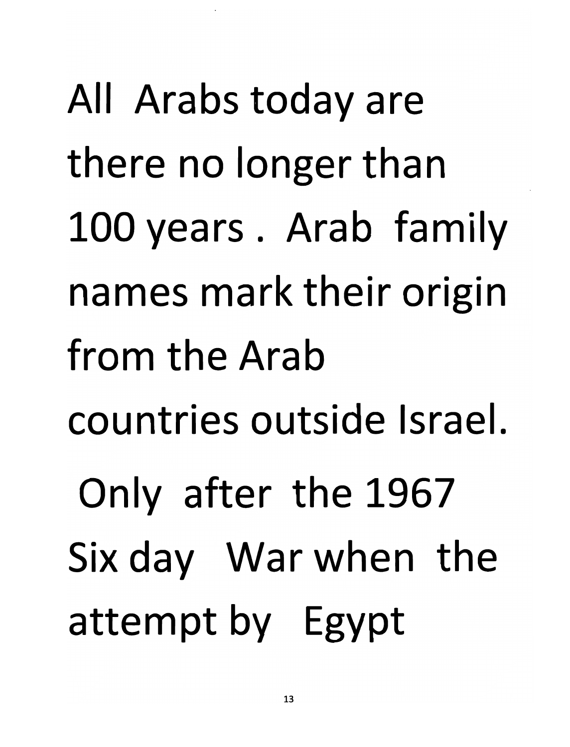All Arabs today are there no longer than 100 years . Arab family names mark their origin from the Arab countries outside Israel. Only after the 1967 Six day War when the attempt by Egypt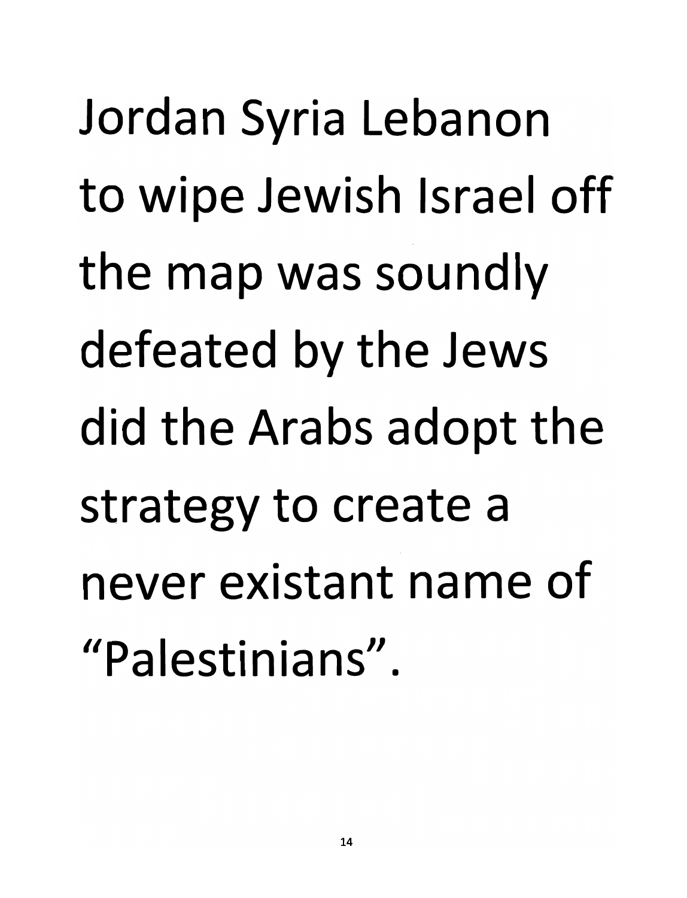Jordan Syria Lebanon to wipe Jewish Israel off the map was soundly defeated by the Jews did the Arabs adopt the strategy to create a never existant name of "Palestinians".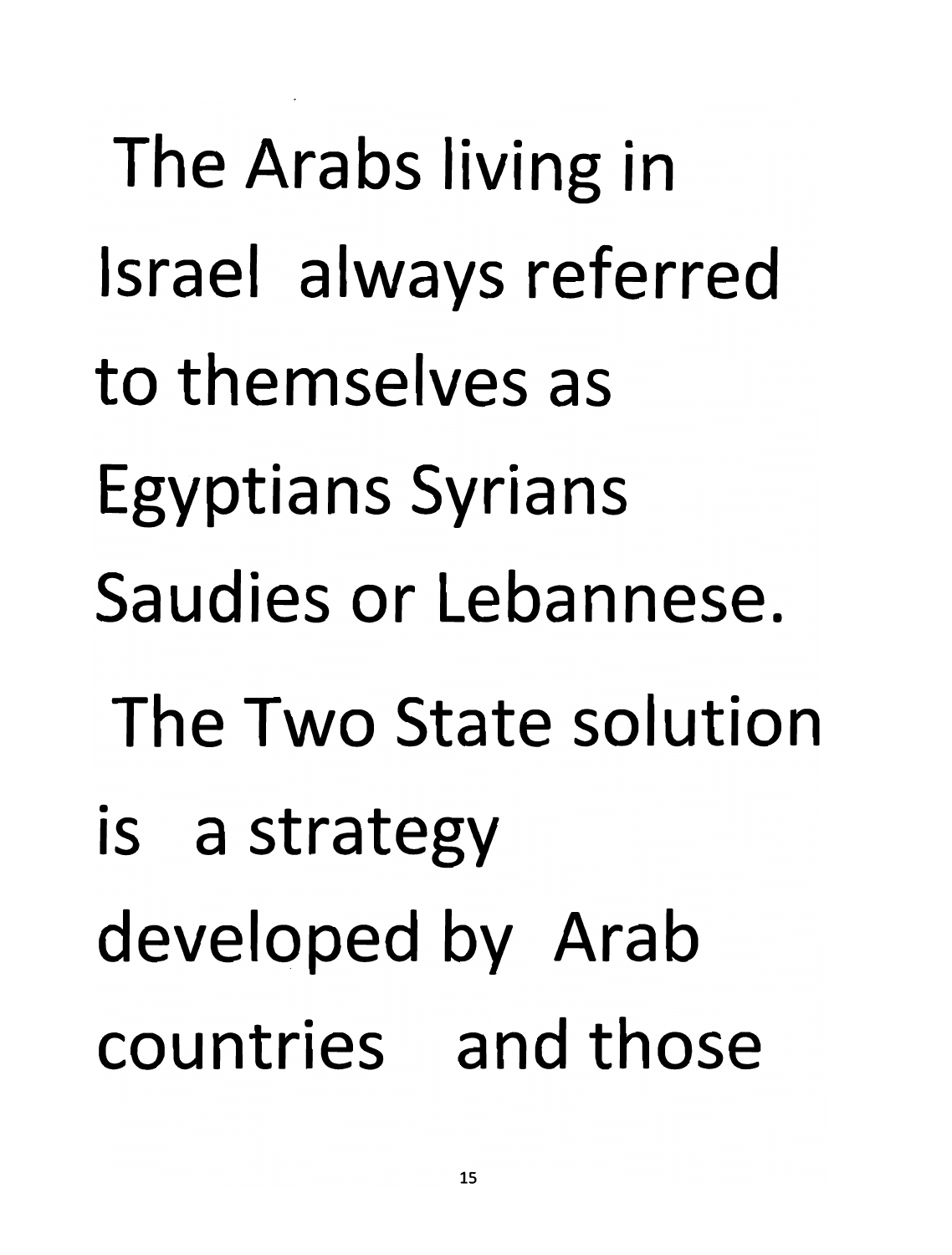The Arabs living in Israel always referred to themselves as Egyptians Syrians Saudies or Lebannese.

The Two State solution is a strategy developed by Arab countries and those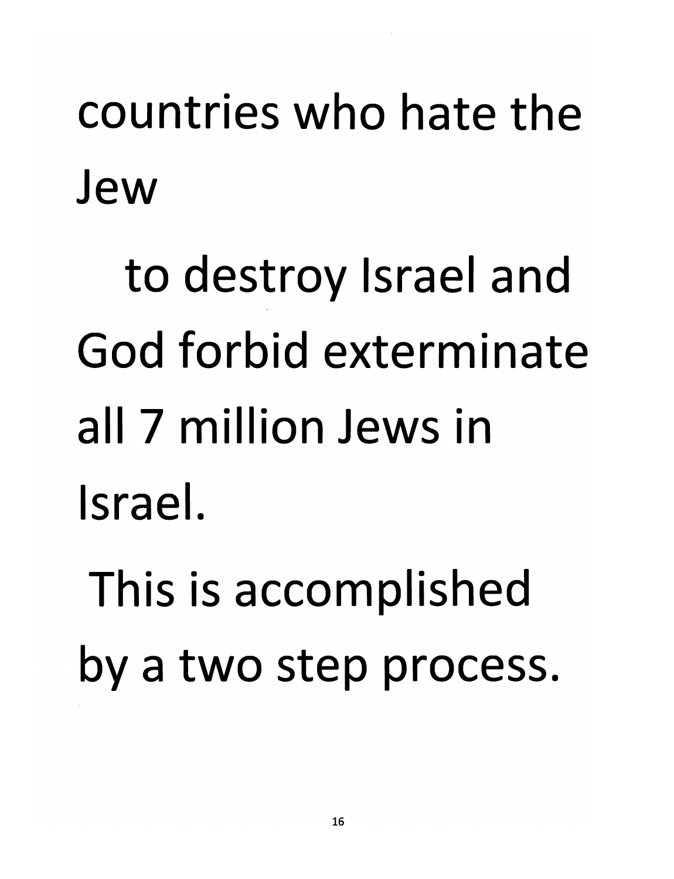countries who hate the Jew

to destroy Israel and God forbid exterminate all 7 million Jews in Israel.

This is accomplished by a two step process.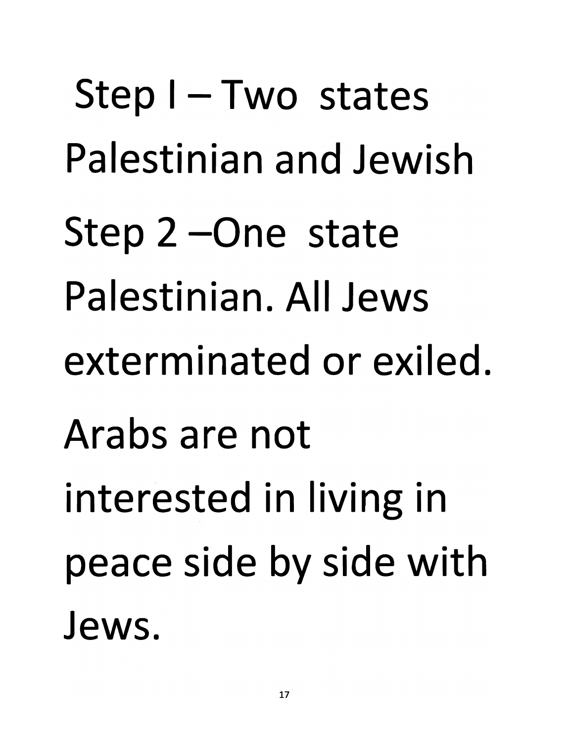Step I – Two states Palestinian and Jewish

Step 2 –One state Palestinian. All Jews exterminated or exiled.

Arabs are not interested in living in peace side by side with Jews.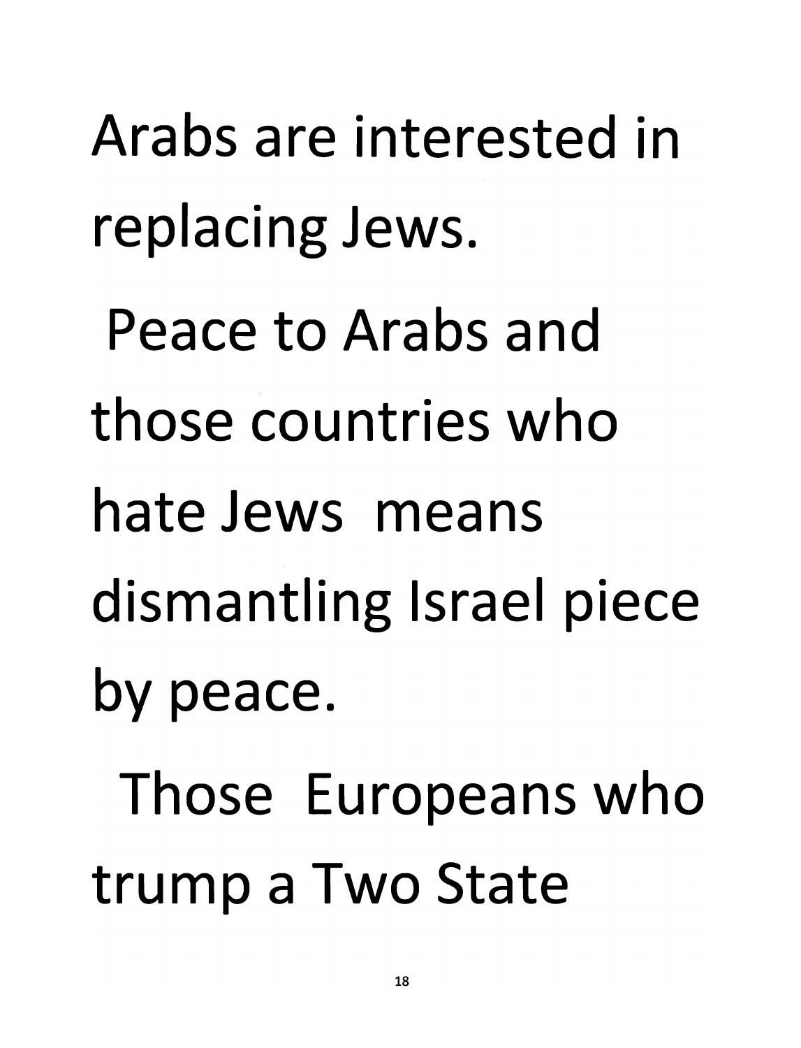Arabs are interested in replacing Jews.

Peace to Arabs and those countries who hate Jews means dismantling Israel piece by peace.

Those Europeans who trump a Two State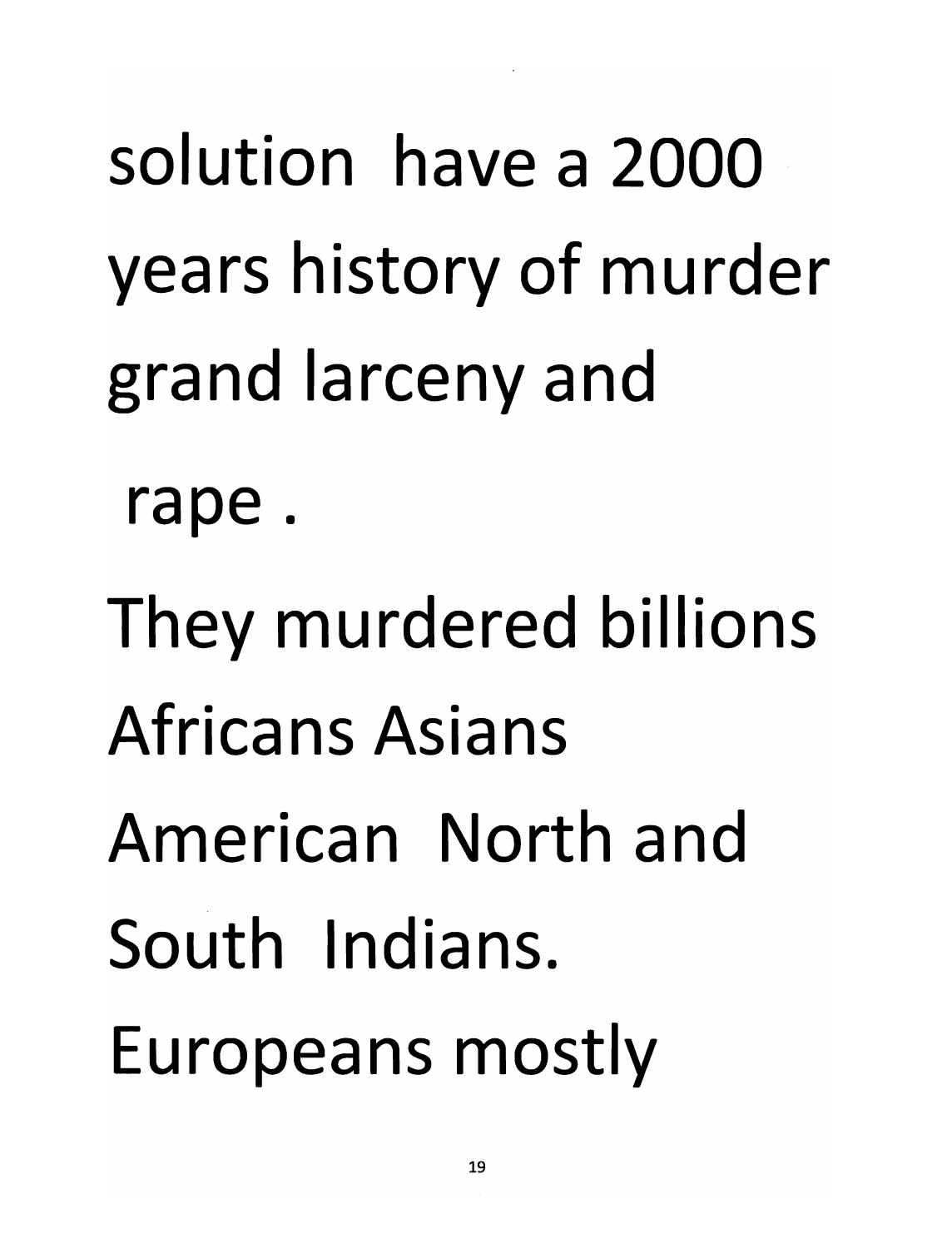solution have a 2000 years history of murder grand larceny and

rape .

They murdered billions Africans Asians American North and South Indians. Europeans mostly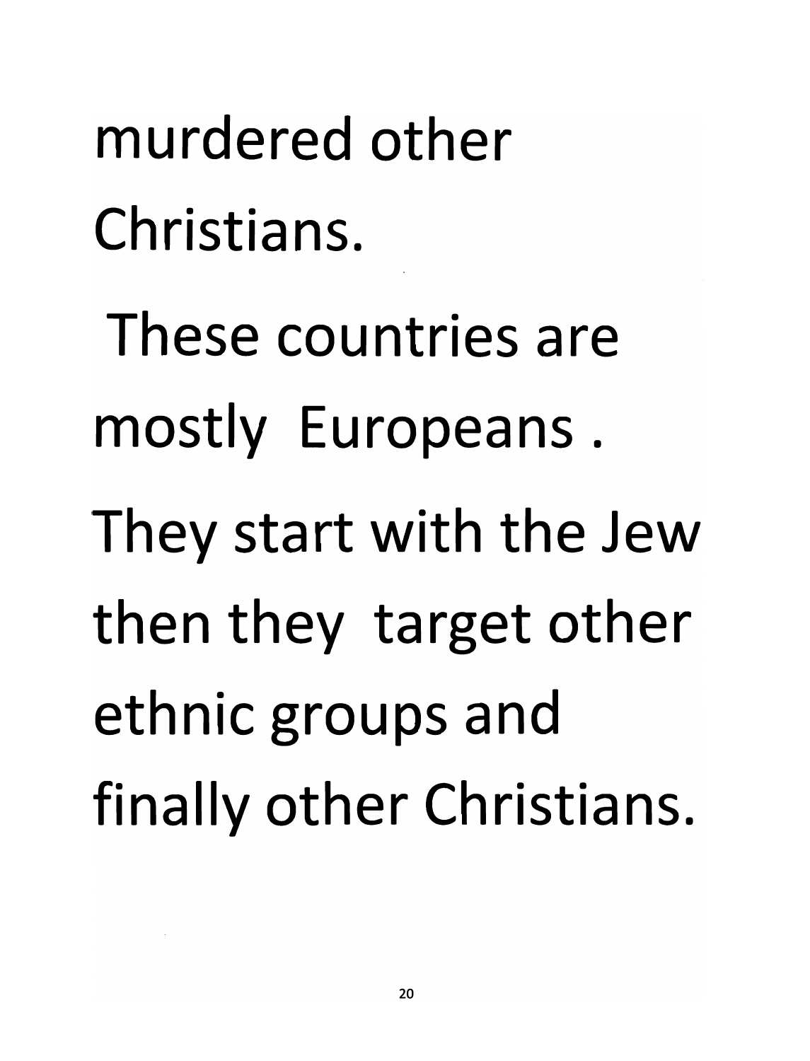murdered other Christians.

These countries are mostly Europeans .

They start with the Jew then they target other ethnic groups and finally other Christians.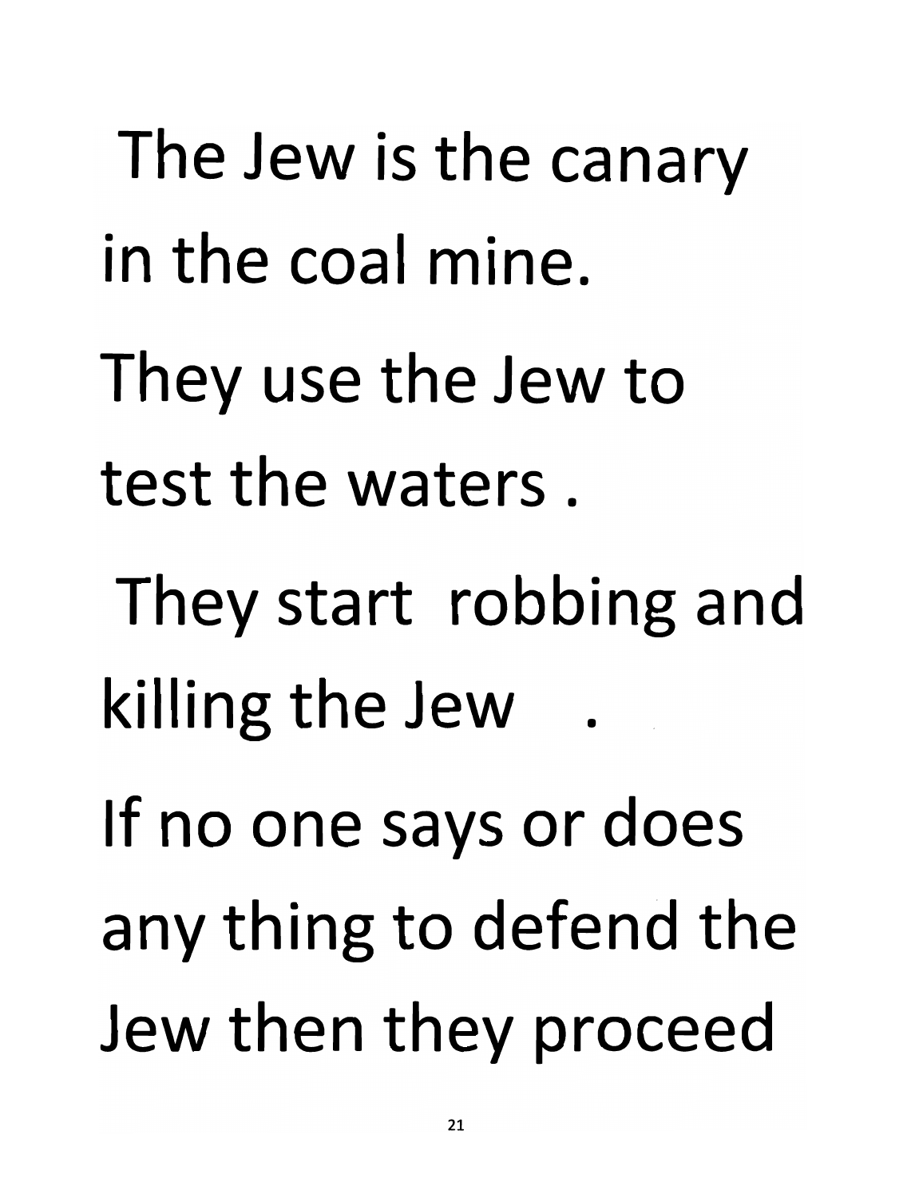The Jew is the canary in the coal mine.

They use the Jew to test the waters .

They start robbing and killing the Jew .

If no one says or does any thing to defend the Jew then they proceed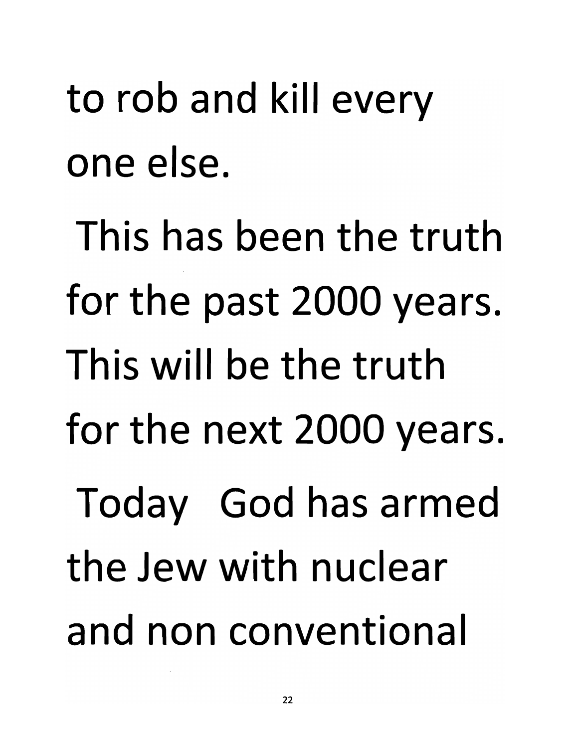to rob and kill every one else.

This has been the truth for the past 2000 years. This will be the truth for the next 2000 years.

Today God has armed the Jew with nuclear and non conventional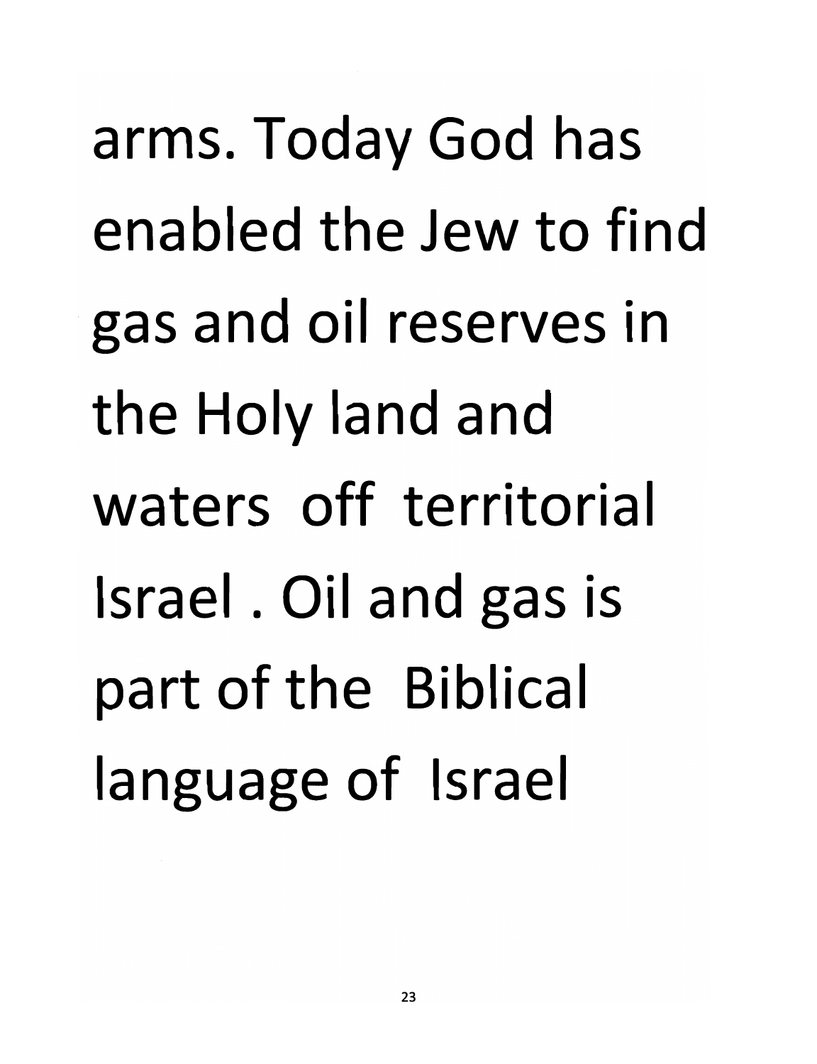arms. Today God has enabled the Jew to find gas and oil reserves in the Holy land and waters off territorial Israel . Oil and gas is part of the Biblical language of Israel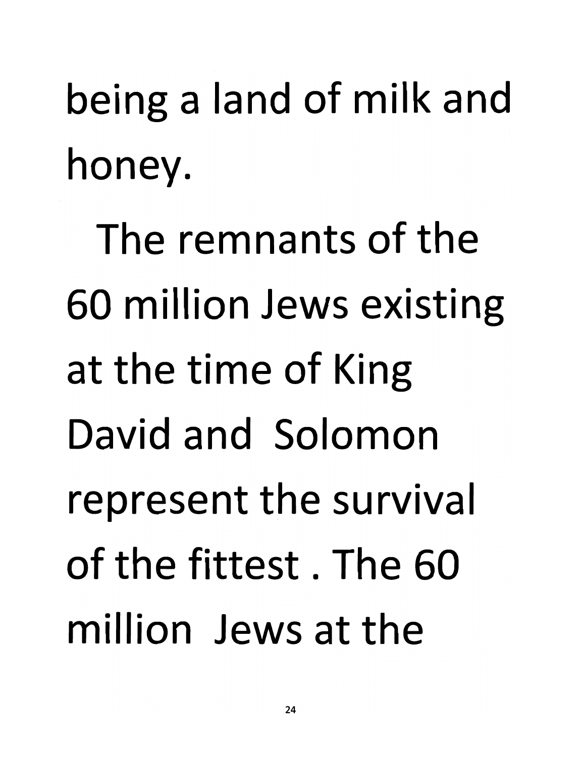being a land of milk and honey.

The remnants of the 60 million Jews existing at the time of King David and Solomon represent the survival of the fittest . The 60 million Jews at the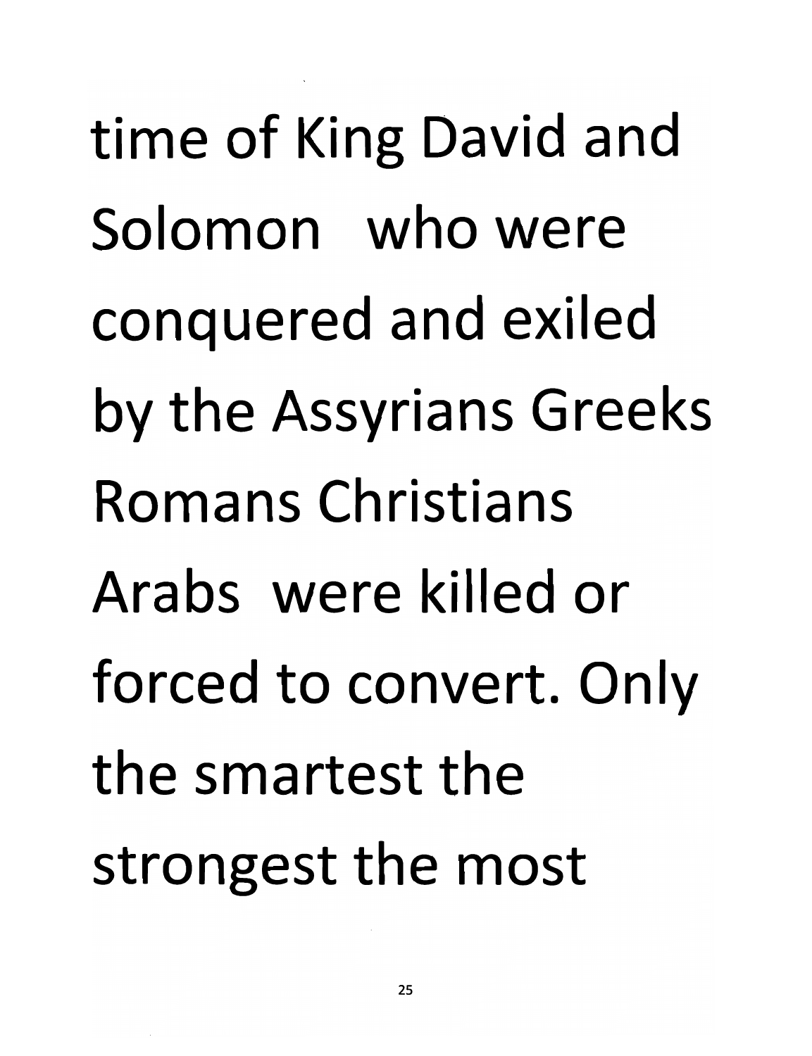time of King David and Solomon who were conquered and exiled by the Assyrians Greeks Romans Christians Arabs were killed or forced to convert. Only the smartest the strongest the most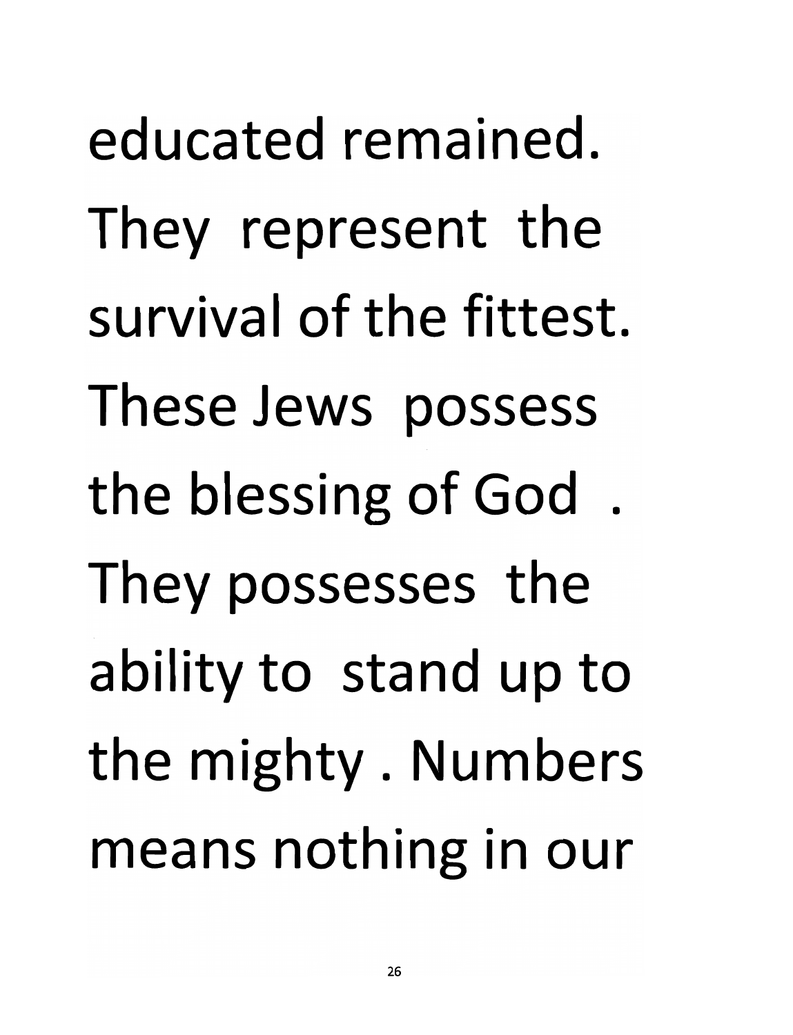educated remained. They represent the survival of the fittest. These Jews possess the blessing of God . They possesses the ability to stand up to the mighty . Numbers means nothing in our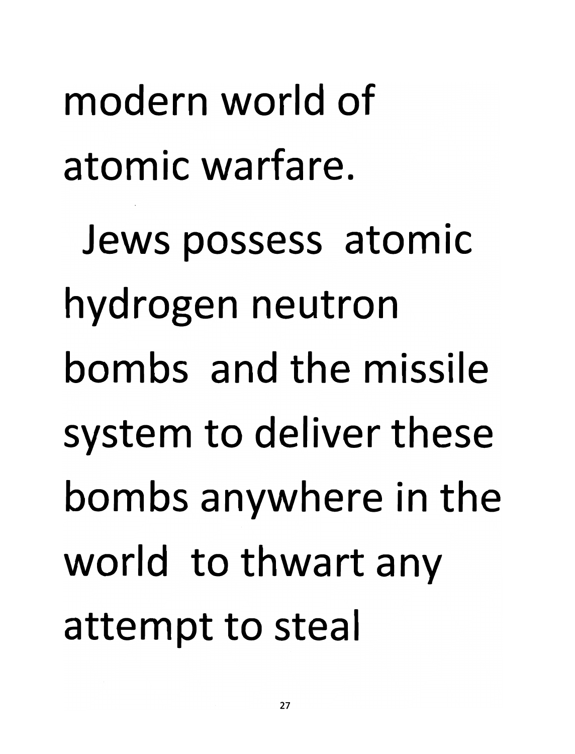modern world of atomic warfare.

Jews possess atomic hydrogen neutron bombs and the missile system to deliver these bombs anywhere in the world to thwart any attempt to steal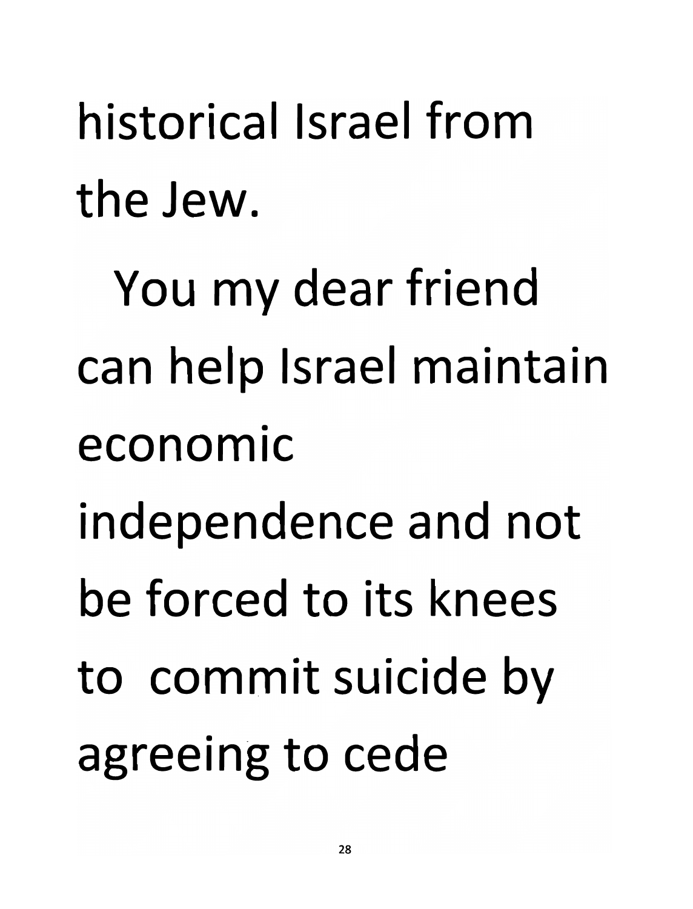historical Israel from the Jew.

You my dear friend can help Israel maintain economic independence and not be forced to its knees to commit suicide by agreeing to cede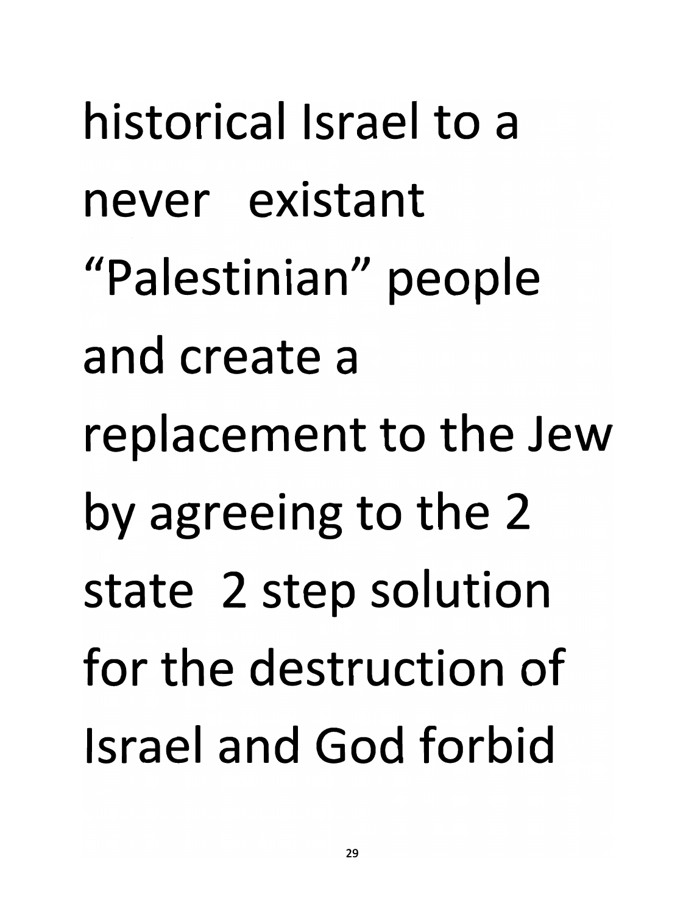historical Israel to a never existant "Palestinian" people and create a replacement to the Jew by agreeing to the 2 state 2 step solution for the destruction of Israel and God forbid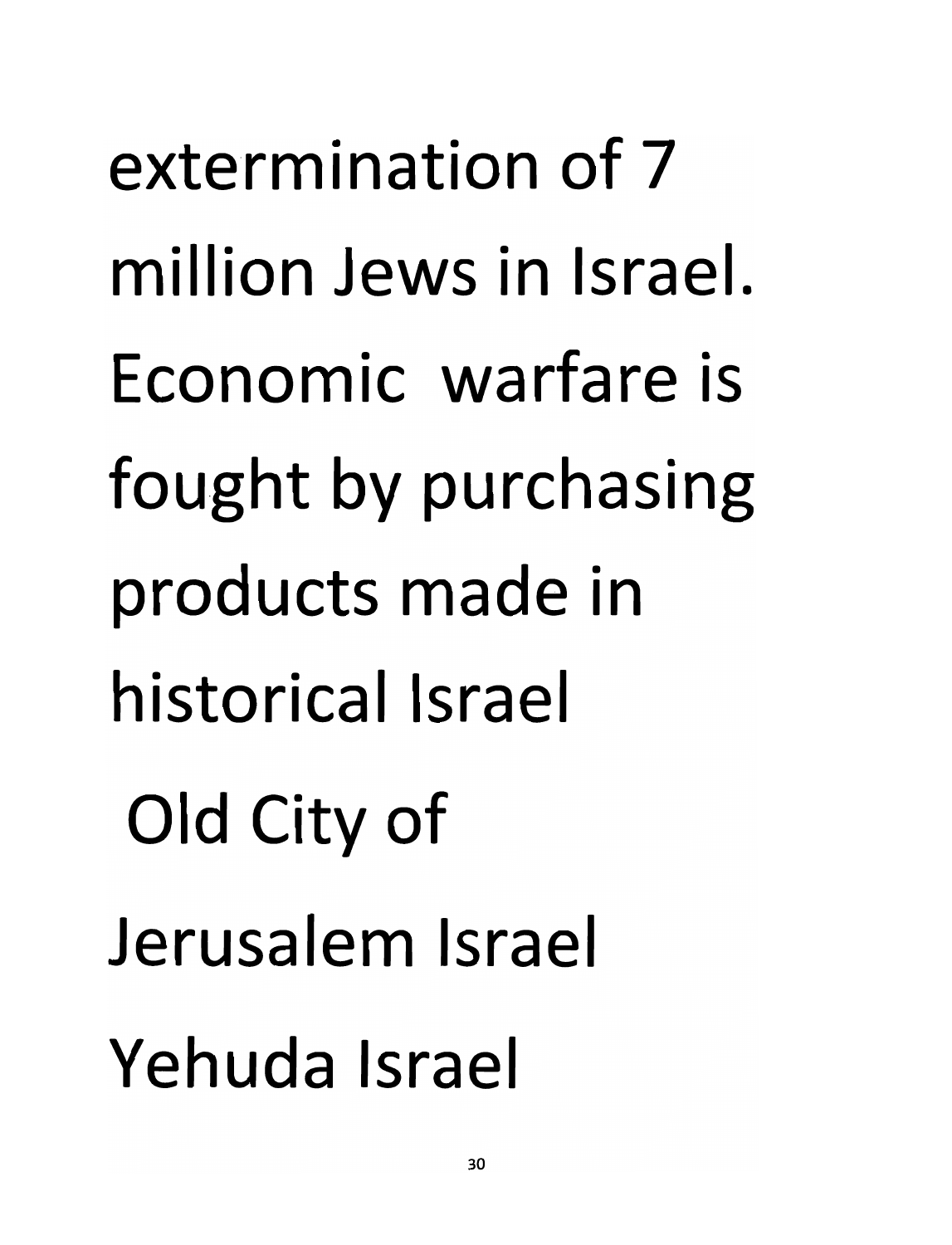extermination of 7 million Jews in Israel. Economic warfare is fought by purchasing products made in historical Israel

Old City of Jerusalem Israel

Yehuda Israel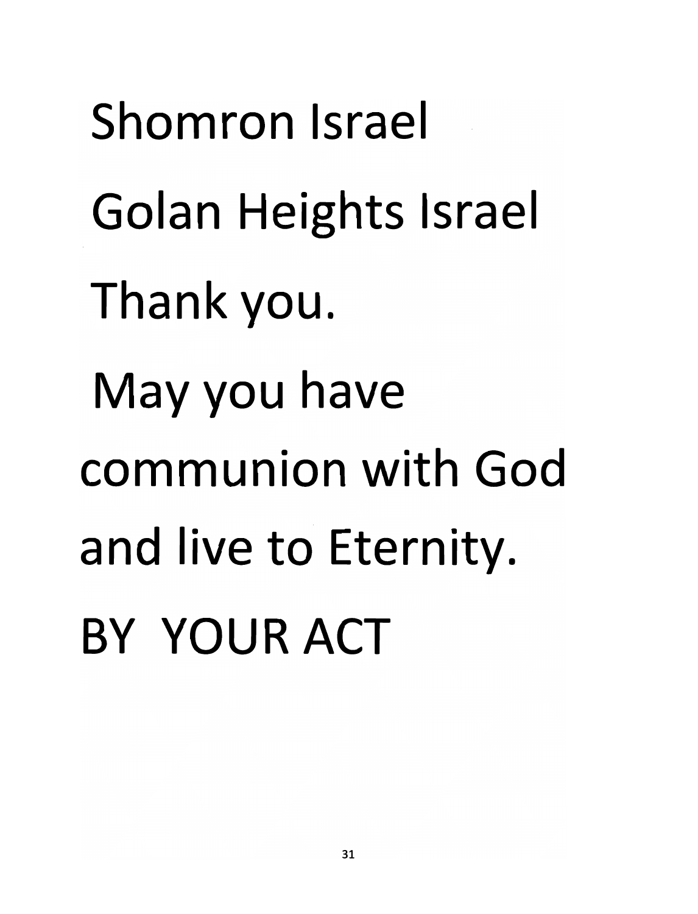Shomron Israel

Golan Heights Israel

Thank you.

May you have communion with God and live to Eternity.

BY YOUR ACT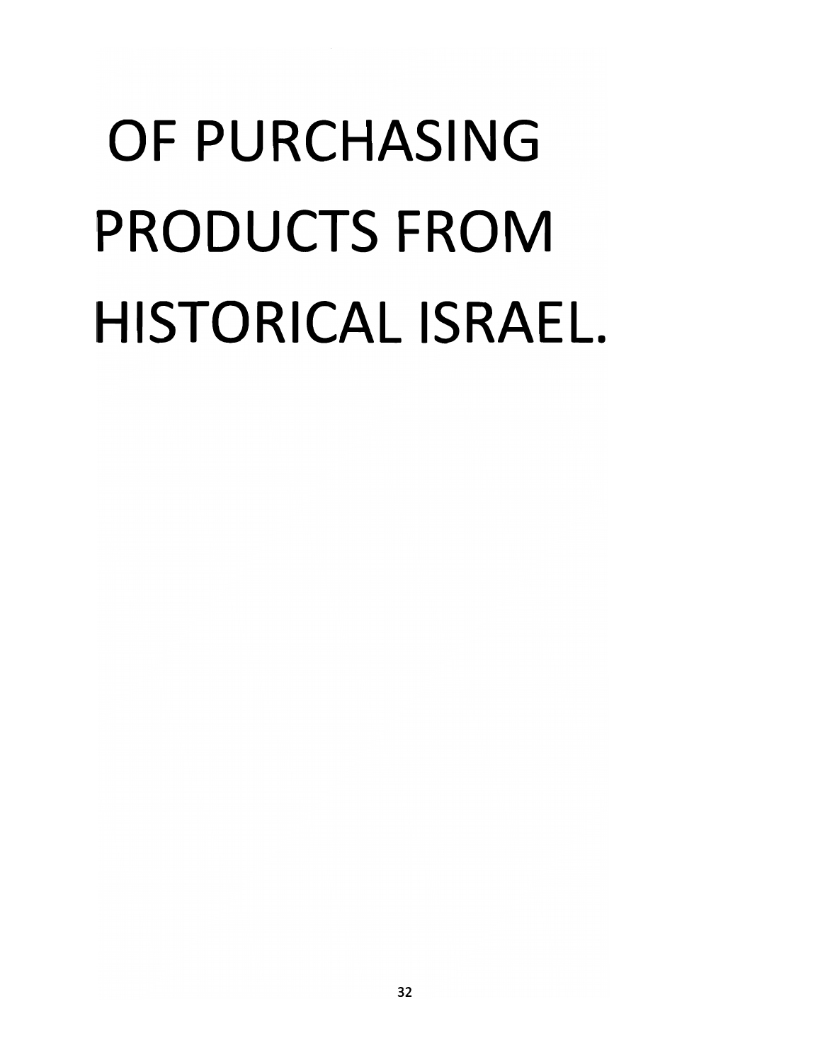OF PURCHASING PRODUCTS FROM HISTORICAL ISRAEL.